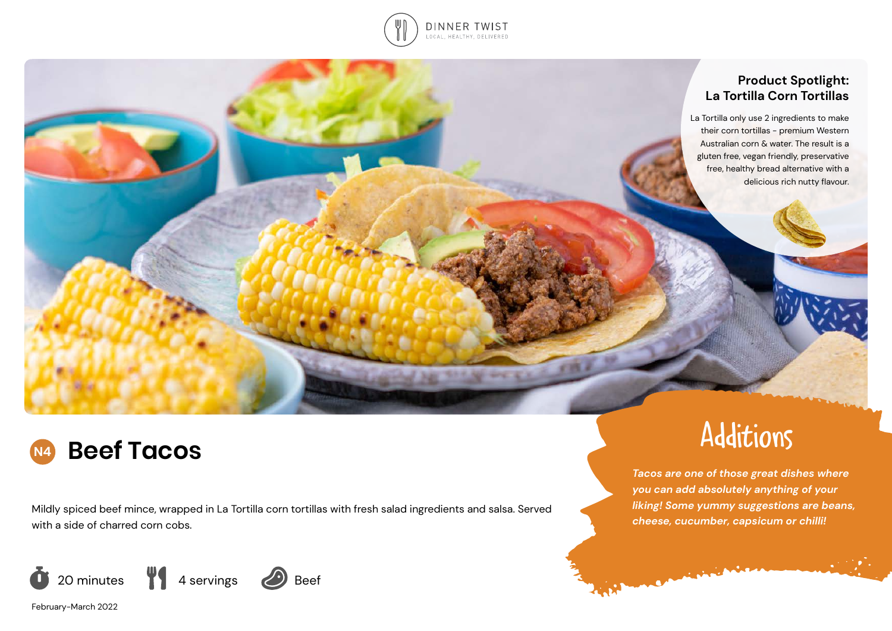DINNER TWIST

LOCAL, HEALTHY, DELIVERED

## Product Spotlight: La Tortilla Corn Tortillas

La Tortilla only use 2 ingredients to make their corn tortillas - premium Western Australian corn & water. The result is a gluten free, vegan friendly, preservative free, healthy bread alternative with a delicious rich nutty flavour.

# N4 Beef Tacos

Mildly spiced beef mince, wrapped in La Tortilla corn tortillas with fresh salad ingredients and salsa. Served with a side of charred corn cobs.

20 minutes | 4 servings | Beef

February-March 2022

## Additions

*Tacos are one of those great dishes where you can add absolutely anything of your liking! Some yummy suggestions are beans, cheese, cucumber, capsicum or chilli!*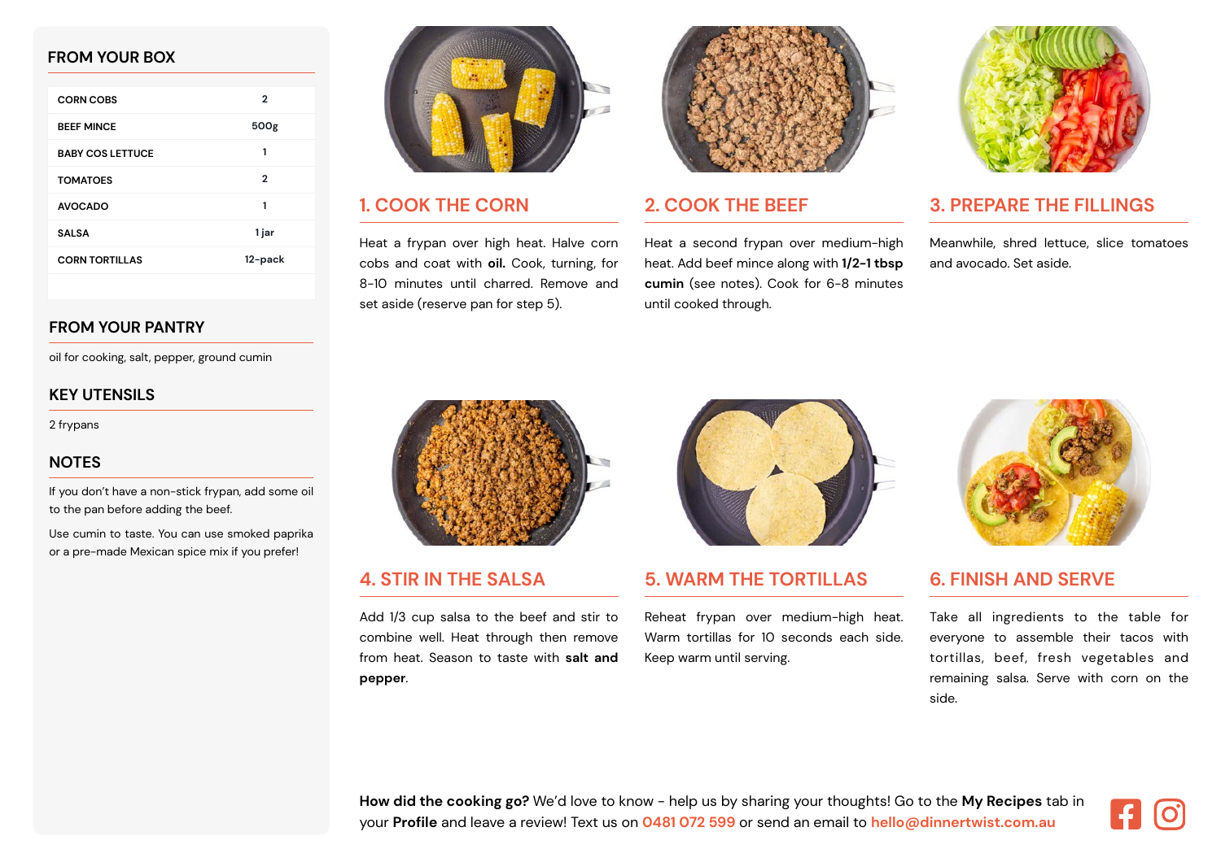## FROM YOUR BOX

| | |
|---|---|
| CORN COBS | 2 |
| BEEF MINCE | 500g |
| BABY COS LETTUCE | 1 |
| TOMATOES | 2 |
| AVOCADO | 1 |
| SALSA | 1 jar |
| CORN TORTILLAS | 12-pack |

## FROM YOUR PANTRY

oil for cooking, salt, pepper, ground cumin

## KEY UTENSILS

2 frypans

## NOTES

If you don't have a non-stick frypan, add some oil to the pan before adding the beef.

Use cumin to taste. You can use smoked paprika or a pre-made Mexican spice mix if you prefer!

## 1. COOK THE CORN

Heat a frypan over high heat. Halve corn cobs and coat with **oil.** Cook, turning, for 8-10 minutes until charred. Remove and set aside (reserve pan for step 5).

## 2. COOK THE BEEF

Heat a second frypan over medium-high heat. Add beef mince along with **1/2-1 tbsp cumin** (see notes). Cook for 6-8 minutes until cooked through.

## 3. PREPARE THE FILLINGS

Meanwhile, shred lettuce, slice tomatoes and avocado. Set aside.

## 4. STIR IN THE SALSA

Add 1/3 cup salsa to the beef and stir to combine well. Heat through then remove from heat. Season to taste with **salt and pepper**.

## 5. WARM THE TORTILLAS

Reheat frypan over medium-high heat. Warm tortillas for 10 seconds each side. Keep warm until serving.

## 6. FINISH AND SERVE

Take all ingredients to the table for everyone to assemble their tacos with tortillas, beef, fresh vegetables and remaining salsa. Serve with corn on the side.

**How did the cooking go?** We'd love to know - help us by sharing your thoughts! Go to the **My Recipes** tab in your **Profile** and leave a review! Text us on 0481 072 599 or send an email to hello@dinnertwist.com.au